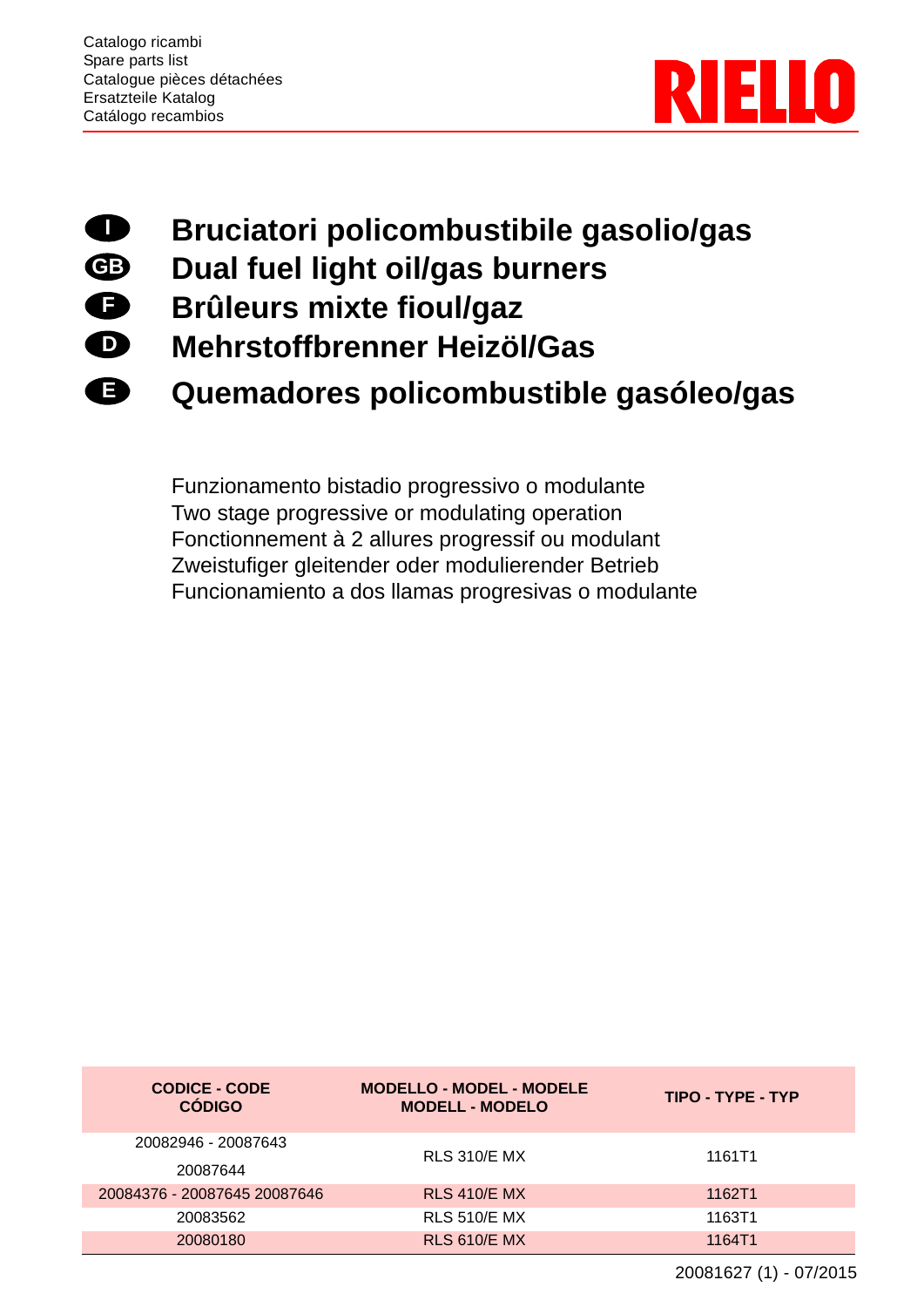Catalogo ricambi
Spare parts list
Catalogue pièces détachées
Ersatzteile Katalog
Catálogo recambios

RIELLO

# I Bruciatori policombustibile gasolio/gas
# GB Dual fuel light oil/gas burners
# F Brûleurs mixte fioul/gaz
# D Mehrstoffbrenner Heizöl/Gas
# E Quemadores policombustible gasóleo/gas

Funzionamento bistadio progressivo o modulante
Two stage progressive or modulating operation
Fonctionnement à 2 allures progressif ou modulant
Zweistufiger gleitender oder modulierender Betrieb
Funcionamiento a dos llamas progresivas o modulante

| CODICE - CODE CÓDIGO | MODELLO - MODEL - MODELE MODELL - MODELO | TIPO - TYPE - TYP |
|---|---|---|
| 20082946 - 20087643 20087644 | RLS 310/E MX | 1161T1 |
| 20084376 - 20087645 20087646 | RLS 410/E MX | 1162T1 |
| 20083562 | RLS 510/E MX | 1163T1 |
| 20080180 | RLS 610/E MX | 1164T1 |

20081627 (1) - 07/2015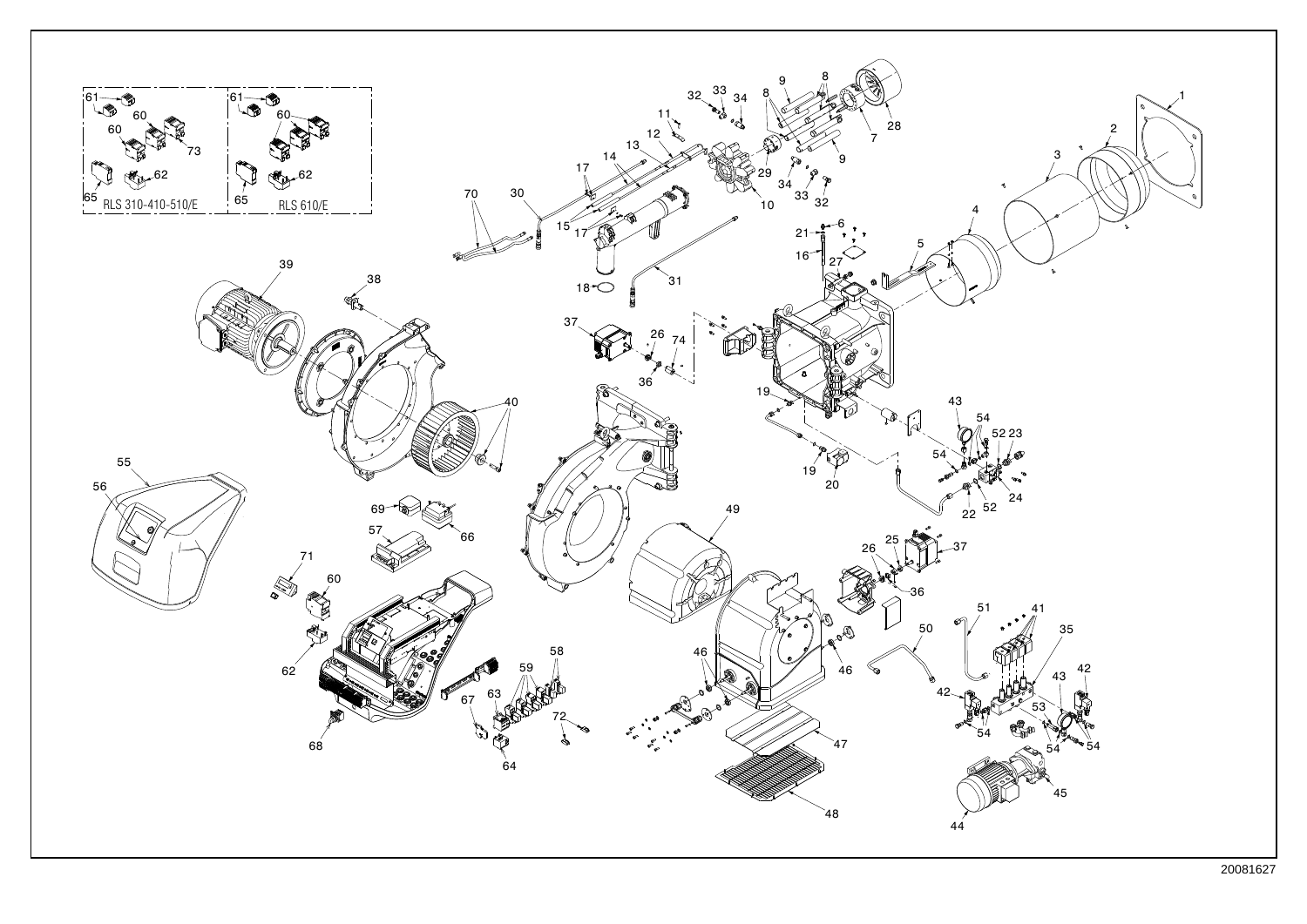RLS 310-410-510/E

RLS 610/E

20081627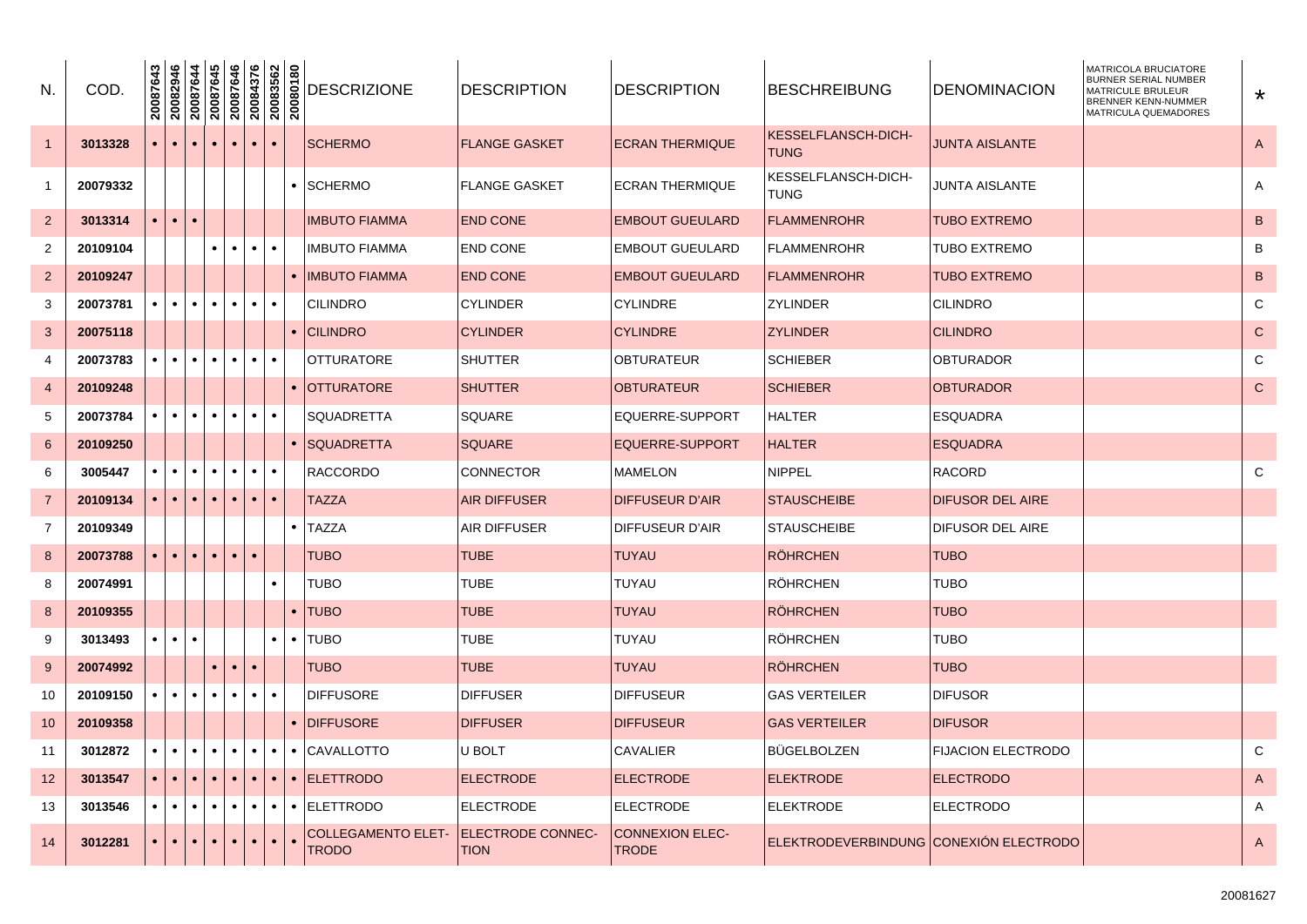| N. | COD. | 20087643 | 20082946 | 20087644 | 20087645 | 20087646 | 20084376 | 20083562 | 20080180 | DESCRIZIONE | DESCRIPTION | DESCRIPTION | BESCHREIBUNG | DENOMINACION | MATRICOLA BRUCIATORE BURNER SERIAL NUMBER MATRICULE BRULEUR BRENNER KENN-NUMMER MATRICULA QUEMADORES | * |
|---|---|---|---|---|---|---|---|---|---|---|---|---|---|---|---|---|
| 1 | 3013328 | • | • | • | • | • | • | • | | SCHERMO | FLANGE GASKET | ECRAN THERMIQUE | KESSELFLANSCH-DICH-TUNG | JUNTA AISLANTE | | A |
| 1 | 20079332 | | | | | | | | • | SCHERMO | FLANGE GASKET | ECRAN THERMIQUE | KESSELFLANSCH-DICH-TUNG | JUNTA AISLANTE | | A |
| 2 | 3013314 | • | • | • | | | | | | IMBUTO FIAMMA | END CONE | EMBOUT GUEULARD | FLAMMENROHR | TUBO EXTREMO | | B |
| 2 | 20109104 | | | | • | • | • | • | | IMBUTO FIAMMA | END CONE | EMBOUT GUEULARD | FLAMMENROHR | TUBO EXTREMO | | B |
| 2 | 20109247 | | | | | | | | • | IMBUTO FIAMMA | END CONE | EMBOUT GUEULARD | FLAMMENROHR | TUBO EXTREMO | | B |
| 3 | 20073781 | • | • | • | • | • | • | • | | CILINDRO | CYLINDER | CYLINDRE | ZYLINDER | CILINDRO | | C |
| 3 | 20075118 | | | | | | | | • | CILINDRO | CYLINDER | CYLINDRE | ZYLINDER | CILINDRO | | C |
| 4 | 20073783 | • | • | • | • | • | • | • | | OTTURATORE | SHUTTER | OBTURATEUR | SCHIEBER | OBTURADOR | | C |
| 4 | 20109248 | | | | | | | | • | OTTURATORE | SHUTTER | OBTURATEUR | SCHIEBER | OBTURADOR | | C |
| 5 | 20073784 | • | • | • | • | • | • | • | | SQUADRETTA | SQUARE | EQUERRE-SUPPORT | HALTER | ESQUADRA | | |
| 6 | 20109250 | | | | | | | | • | SQUADRETTA | SQUARE | EQUERRE-SUPPORT | HALTER | ESQUADRA | | |
| 6 | 3005447 | • | • | • | • | • | • | • | | RACCORDO | CONNECTOR | MAMELON | NIPPEL | RACORD | | C |
| 7 | 20109134 | • | • | • | • | • | • | • | | TAZZA | AIR DIFFUSER | DIFFUSEUR D'AIR | STAUSCHEIBE | DIFUSOR DEL AIRE | | |
| 7 | 20109349 | | | | | | | | • | TAZZA | AIR DIFFUSER | DIFFUSEUR D'AIR | STAUSCHEIBE | DIFUSOR DEL AIRE | | |
| 8 | 20073788 | • | • | • | • | • | • | | | TUBO | TUBE | TUYAU | RÖHRCHEN | TUBO | | |
| 8 | 20074991 | | | | | | | • | | TUBO | TUBE | TUYAU | RÖHRCHEN | TUBO | | |
| 8 | 20109355 | | | | | | | | • | TUBO | TUBE | TUYAU | RÖHRCHEN | TUBO | | |
| 9 | 3013493 | • | • | • | | | | • | • | TUBO | TUBE | TUYAU | RÖHRCHEN | TUBO | | |
| 9 | 20074992 | | | | • | • | • | | | TUBO | TUBE | TUYAU | RÖHRCHEN | TUBO | | |
| 10 | 20109150 | • | • | • | • | • | • | • | | DIFFUSORE | DIFFUSER | DIFFUSEUR | GAS VERTEILER | DIFUSOR | | |
| 10 | 20109358 | | | | | | | | • | DIFFUSORE | DIFFUSER | DIFFUSEUR | GAS VERTEILER | DIFUSOR | | |
| 11 | 3012872 | • | • | • | • | • | • | • | • | CAVALLOTTO | U BOLT | CAVALIER | BÜGELBOLZEN | FIJACION ELECTRODO | | C |
| 12 | 3013547 | • | • | • | • | • | • | • | • | ELETTRODO | ELECTRODE | ELECTRODE | ELEKTRODE | ELECTRODO | | A |
| 13 | 3013546 | • | • | • | • | • | • | • | • | ELETTRODO | ELECTRODE | ELECTRODE | ELEKTRODE | ELECTRODO | | A |
| 14 | 3012281 | • | • | • | • | • | • | • | • | COLLEGAMENTO ELET-TRODO | ELECTRODE CONNEC-TION | CONNEXION ELEC-TRODE | ELEKTRODEVERBINDUNG | CONEXIÓN ELECTRODO | | A |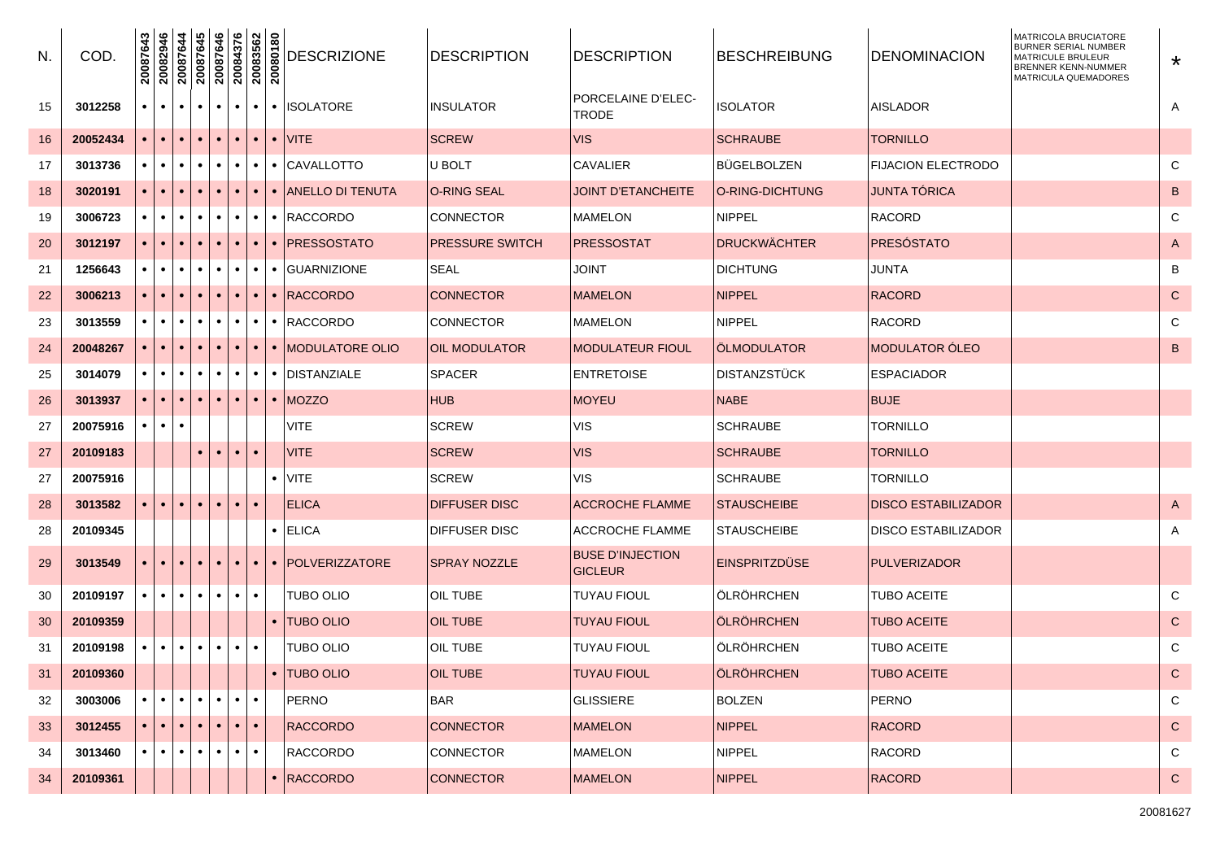| N. | COD. | 20087643 | 20082946 | 20087644 | 20087645 | 20087646 | 20084376 | 20083562 | 20080180 | DESCRIZIONE | DESCRIPTION | DESCRIPTION | BESCHREIBUNG | DENOMINACION | MATRICOLA BRUCIATORE BURNER SERIAL NUMBER MATRICULE BRULEUR BRENNER KENN-NUMMER MATRICULA QUEMADORES | * |
|---|---|---|---|---|---|---|---|---|---|---|---|---|---|---|---|---|
| 15 | 3012258 | • | • | • | • | • | • | • | • | ISOLATORE | INSULATOR | PORCELAINE D'ELEC-TRODE | ISOLATOR | AISLADOR | | A |
| 16 | 20052434 | • | • | • | • | • | • | • | • | VITE | SCREW | VIS | SCHRAUBE | TORNILLO | | |
| 17 | 3013736 | • | • | • | • | • | • | • | • | CAVALLOTTO | U BOLT | CAVALIER | BÜGELBOLZEN | FIJACION ELECTRODO | | C |
| 18 | 3020191 | • | • | • | • | • | • | • | • | ANELLO DI TENUTA | O-RING SEAL | JOINT D'ETANCHEITE | O-RING-DICHTUNG | JUNTA TÓRICA | | B |
| 19 | 3006723 | • | • | • | • | • | • | • | • | RACCORDO | CONNECTOR | MAMELON | NIPPEL | RACORD | | C |
| 20 | 3012197 | • | • | • | • | • | • | • | • | PRESSOSTATO | PRESSURE SWITCH | PRESSOSTAT | DRUCKWÄCHTER | PRESÓSTATO | | A |
| 21 | 1256643 | • | • | • | • | • | • | • | • | GUARNIZIONE | SEAL | JOINT | DICHTUNG | JUNTA | | B |
| 22 | 3006213 | • | • | • | • | • | • | • | • | RACCORDO | CONNECTOR | MAMELON | NIPPEL | RACORD | | C |
| 23 | 3013559 | • | • | • | • | • | • | • | • | RACCORDO | CONNECTOR | MAMELON | NIPPEL | RACORD | | C |
| 24 | 20048267 | • | • | • | • | • | • | • | • | MODULATORE OLIO | OIL MODULATOR | MODULATEUR FIOUL | ÖLMODULATOR | MODULATOR ÓLEO | | B |
| 25 | 3014079 | • | • | • | • | • | • | • | • | DISTANZIALE | SPACER | ENTRETOISE | DISTANZSTÜCK | ESPACIADOR | | |
| 26 | 3013937 | • | • | • | • | • | • | • | • | MOZZO | HUB | MOYEU | NABE | BUJE | | |
| 27 | 20075916 | • | • | • | | | | | | VITE | SCREW | VIS | SCHRAUBE | TORNILLO | | |
| 27 | 20109183 | | | | • | • | • | • | | VITE | SCREW | VIS | SCHRAUBE | TORNILLO | | |
| 27 | 20075916 | | | | | | | | • | VITE | SCREW | VIS | SCHRAUBE | TORNILLO | | |
| 28 | 3013582 | • | • | • | • | • | • | • | | ELICA | DIFFUSER DISC | ACCROCHE FLAMME | STAUSCHEIBE | DISCO ESTABILIZADOR | | A |
| 28 | 20109345 | | | | | | | | • | ELICA | DIFFUSER DISC | ACCROCHE FLAMME | STAUSCHEIBE | DISCO ESTABILIZADOR | | A |
| 29 | 3013549 | • | • | • | • | • | • | • | • | POLVERIZZATORE | SPRAY NOZZLE | BUSE D'INJECTION GICLEUR | EINSPRITZDÜSE | PULVERIZADOR | | |
| 30 | 20109197 | • | • | • | • | • | • | • | | TUBO OLIO | OIL TUBE | TUYAU FIOUL | ÖLRÖHRCHEN | TUBO ACEITE | | C |
| 30 | 20109359 | | | | | | | | • | TUBO OLIO | OIL TUBE | TUYAU FIOUL | ÖLRÖHRCHEN | TUBO ACEITE | | C |
| 31 | 20109198 | • | • | • | • | • | • | • | | TUBO OLIO | OIL TUBE | TUYAU FIOUL | ÖLRÖHRCHEN | TUBO ACEITE | | C |
| 31 | 20109360 | | | | | | | | • | TUBO OLIO | OIL TUBE | TUYAU FIOUL | ÖLRÖHRCHEN | TUBO ACEITE | | C |
| 32 | 3003006 | • | • | • | • | • | • | • | | PERNO | BAR | GLISSIERE | BOLZEN | PERNO | | C |
| 33 | 3012455 | • | • | • | • | • | • | • | | RACCORDO | CONNECTOR | MAMELON | NIPPEL | RACORD | | C |
| 34 | 3013460 | • | • | • | • | • | • | • | | RACCORDO | CONNECTOR | MAMELON | NIPPEL | RACORD | | C |
| 34 | 20109361 | | | | | | | | • | RACCORDO | CONNECTOR | MAMELON | NIPPEL | RACORD | | C |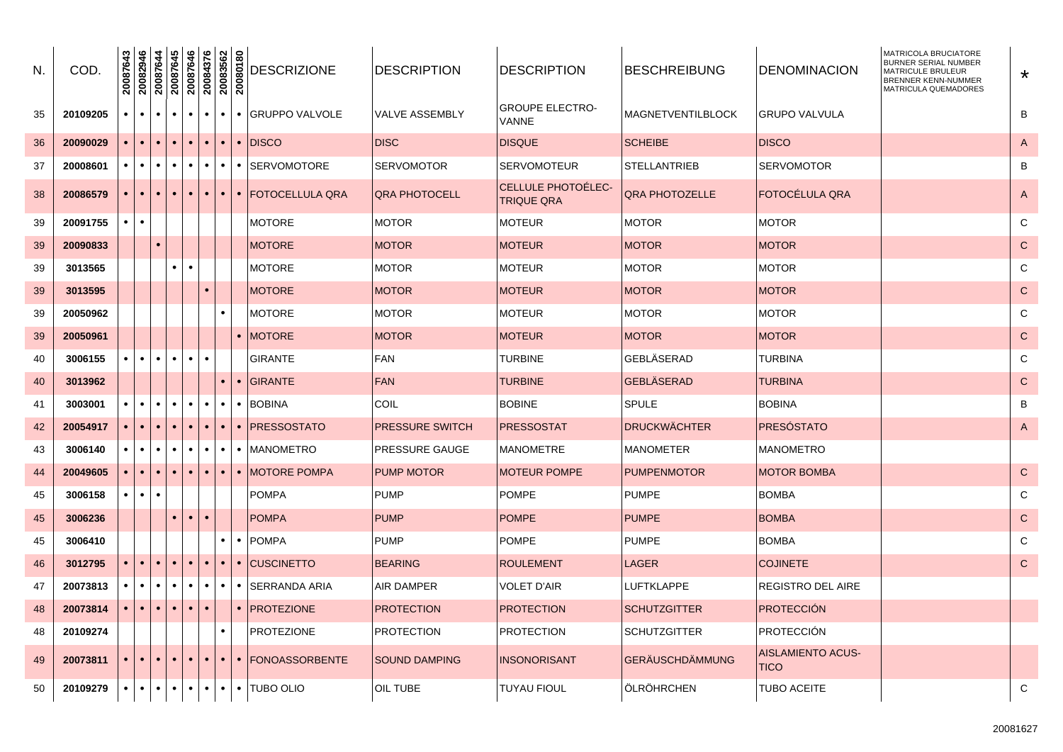| N. | COD. | 20087643 | 20082946 | 20087644 | 20087645 | 20087646 | 20084376 | 20083562 | 20080180 | DESCRIZIONE | DESCRIPTION | DESCRIPTION | BESCHREIBUNG | DENOMINACION | MATRICOLA BRUCIATORE BURNER SERIAL NUMBER MATRICULE BRULEUR BRENNER KENN-NUMMER MATRICULA QUEMADORES | * |
|---|---|---|---|---|---|---|---|---|---|---|---|---|---|---|---|---|
| 35 | **20109205** | • | • | • | • | • | • | • | • | GRUPPO VALVOLE | VALVE ASSEMBLY | GROUPE ELECTRO-VANNE | MAGNETVENTILBLOCK | GRUPO VALVULA | | B |
| 36 | **20090029** | • | • | • | • | • | • | • | • | DISCO | DISC | DISQUE | SCHEIBE | DISCO | | A |
| 37 | **20008601** | • | • | • | • | • | • | • | • | SERVOMOTORE | SERVOMOTOR | SERVOMOTEUR | STELLANTRIEB | SERVOMOTOR | | B |
| 38 | **20086579** | • | • | • | • | • | • | • | • | FOTOCELLULA QRA | QRA PHOTOCELL | CELLULE PHOTOÉLEC-TRIQUE QRA | QRA PHOTOZELLE | FOTOCÉLULA QRA | | A |
| 39 | **20091755** | • | • | | | | | | | MOTORE | MOTOR | MOTEUR | MOTOR | MOTOR | | C |
| 39 | **20090833** | | | • | | | | | | MOTORE | MOTOR | MOTEUR | MOTOR | MOTOR | | C |
| 39 | **3013565** | | | | • | • | | | | MOTORE | MOTOR | MOTEUR | MOTOR | MOTOR | | C |
| 39 | **3013595** | | | | | | • | | | MOTORE | MOTOR | MOTEUR | MOTOR | MOTOR | | C |
| 39 | **20050962** | | | | | | | • | | MOTORE | MOTOR | MOTEUR | MOTOR | MOTOR | | C |
| 39 | **20050961** | | | | | | | | • | MOTORE | MOTOR | MOTEUR | MOTOR | MOTOR | | C |
| 40 | **3006155** | • | • | • | • | • | • | | | GIRANTE | FAN | TURBINE | GEBLÄSERAD | TURBINA | | C |
| 40 | **3013962** | | | | | | | • | • | GIRANTE | FAN | TURBINE | GEBLÄSERAD | TURBINA | | C |
| 41 | **3003001** | • | • | • | • | • | • | • | • | BOBINA | COIL | BOBINE | SPULE | BOBINA | | B |
| 42 | **20054917** | • | • | • | • | • | • | • | • | PRESSOSTATO | PRESSURE SWITCH | PRESSOSTAT | DRUCKWÄCHTER | PRESÓSTATO | | A |
| 43 | **3006140** | • | • | • | • | • | • | • | • | MANOMETRO | PRESSURE GAUGE | MANOMETRE | MANOMETER | MANOMETRO | | |
| 44 | **20049605** | • | • | • | • | • | • | • | • | MOTORE POMPA | PUMP MOTOR | MOTEUR POMPE | PUMPENMOTOR | MOTOR BOMBA | | C |
| 45 | **3006158** | • | • | • | | | | | | POMPA | PUMP | POMPE | PUMPE | BOMBA | | C |
| 45 | **3006236** | | | | • | • | • | | | POMPA | PUMP | POMPE | PUMPE | BOMBA | | C |
| 45 | **3006410** | | | | | | | • | • | POMPA | PUMP | POMPE | PUMPE | BOMBA | | C |
| 46 | **3012795** | • | • | • | • | • | • | • | • | CUSCINETTO | BEARING | ROULEMENT | LAGER | COJINETE | | C |
| 47 | **20073813** | • | • | • | • | • | • | • | • | SERRANDA ARIA | AIR DAMPER | VOLET D'AIR | LUFTKLAPPE | REGISTRO DEL AIRE | | |
| 48 | **20073814** | • | • | • | • | • | • | | • | PROTEZIONE | PROTECTION | PROTECTION | SCHUTZGITTER | PROTECCIÓN | | |
| 48 | **20109274** | | | | | | | • | | PROTEZIONE | PROTECTION | PROTECTION | SCHUTZGITTER | PROTECCIÓN | | |
| 49 | **20073811** | • | • | • | • | • | • | • | • | FONOASSORBENTE | SOUND DAMPING | INSONORISANT | GERÄUSCHDÄMMUNG | AISLAMIENTO ACUS-TICO | | |
| 50 | **20109279** | • | • | • | • | • | • | • | • | TUBO OLIO | OIL TUBE | TUYAU FIOUL | ÖLRÖHRCHEN | TUBO ACEITE | | C |

20081627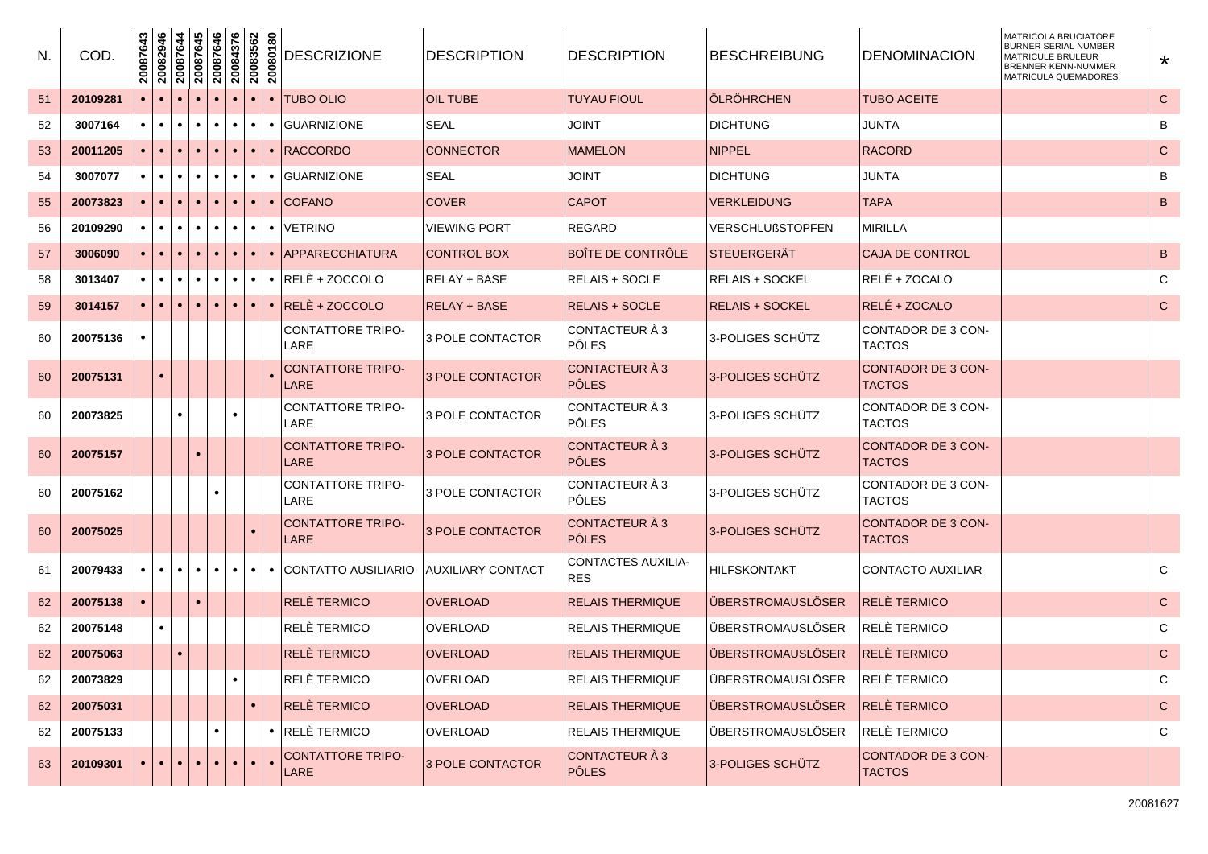| N. | COD. | 20087643 | 20082946 | 20087644 | 20087645 | 20087646 | 20084376 | 20083562 | 20080180 | DESCRIZIONE | DESCRIPTION | DESCRIPTION | BESCHREIBUNG | DENOMINACION | MATRICOLA BRUCIATORE BURNER SERIAL NUMBER MATRICULE BRULEUR BRENNER KENN-NUMMER MATRICULA QUEMADORES | * |
|---|---|---|---|---|---|---|---|---|---|---|---|---|---|---|---|---|
| 51 | 20109281 | • | • | • | • | • | • | • | • | TUBO OLIO | OIL TUBE | TUYAU FIOUL | ÖLRÖHRCHEN | TUBO ACEITE | | C |
| 52 | 3007164 | • | • | • | • | • | • | • | • | GUARNIZIONE | SEAL | JOINT | DICHTUNG | JUNTA | | B |
| 53 | 20011205 | • | • | • | • | • | • | • | • | RACCORDO | CONNECTOR | MAMELON | NIPPEL | RACORD | | C |
| 54 | 3007077 | • | • | • | • | • | • | • | • | GUARNIZIONE | SEAL | JOINT | DICHTUNG | JUNTA | | B |
| 55 | 20073823 | • | • | • | • | • | • | • | • | COFANO | COVER | CAPOT | VERKLEIDUNG | TAPA | | B |
| 56 | 20109290 | • | • | • | • | • | • | • | • | VETRINO | VIEWING PORT | REGARD | VERSCHLUßSTOPFEN | MIRILLA | | |
| 57 | 3006090 | • | • | • | • | • | • | • | • | APPARECCHIATURA | CONTROL BOX | BOÎTE DE CONTRÔLE | STEUERGERÄT | CAJA DE CONTROL | | B |
| 58 | 3013407 | • | • | • | • | • | • | • | • | RELÈ + ZOCCOLO | RELAY + BASE | RELAIS + SOCLE | RELAIS + SOCKEL | RELÉ + ZOCALO | | C |
| 59 | 3014157 | • | • | • | • | • | • | • | • | RELÈ + ZOCCOLO | RELAY + BASE | RELAIS + SOCLE | RELAIS + SOCKEL | RELÉ + ZOCALO | | C |
| 60 | 20075136 | • | | | | | | | | CONTATTORE TRIPOLARE | 3 POLE CONTACTOR | CONTACTEUR À 3 PÔLES | 3-POLIGES SCHÜTZ | CONTADOR DE 3 CONTACTOS | | |
| 60 | 20075131 | | • | | | | | | • | CONTATTORE TRIPOLARE | 3 POLE CONTACTOR | CONTACTEUR À 3 PÔLES | 3-POLIGES SCHÜTZ | CONTADOR DE 3 CONTACTOS | | |
| 60 | 20073825 | | | • | | | • | | | CONTATTORE TRIPOLARE | 3 POLE CONTACTOR | CONTACTEUR À 3 PÔLES | 3-POLIGES SCHÜTZ | CONTADOR DE 3 CONTACTOS | | |
| 60 | 20075157 | | | | • | | | | | CONTATTORE TRIPOLARE | 3 POLE CONTACTOR | CONTACTEUR À 3 PÔLES | 3-POLIGES SCHÜTZ | CONTADOR DE 3 CONTACTOS | | |
| 60 | 20075162 | | | | | • | | | | CONTATTORE TRIPOLARE | 3 POLE CONTACTOR | CONTACTEUR À 3 PÔLES | 3-POLIGES SCHÜTZ | CONTADOR DE 3 CONTACTOS | | |
| 60 | 20075025 | | | | | | | • | | CONTATTORE TRIPOLARE | 3 POLE CONTACTOR | CONTACTEUR À 3 PÔLES | 3-POLIGES SCHÜTZ | CONTADOR DE 3 CONTACTOS | | |
| 61 | 20079433 | • | • | • | • | • | • | • | • | CONTATTO AUSILIARIO | AUXILIARY CONTACT | CONTACTES AUXILIARES | HILFSKONTAKT | CONTACTO AUXILIAR | | C |
| 62 | 20075138 | • | | | • | | | | | RELÈ TERMICO | OVERLOAD | RELAIS THERMIQUE | ÜBERSTROMAUSLÖSER | RELÈ TERMICO | | C |
| 62 | 20075148 | | • | | | | | | | RELÈ TERMICO | OVERLOAD | RELAIS THERMIQUE | ÜBERSTROMAUSLÖSER | RELÈ TERMICO | | C |
| 62 | 20075063 | | | • | | | | | | RELÈ TERMICO | OVERLOAD | RELAIS THERMIQUE | ÜBERSTROMAUSLÖSER | RELÈ TERMICO | | C |
| 62 | 20073829 | | | | | | • | | | RELÈ TERMICO | OVERLOAD | RELAIS THERMIQUE | ÜBERSTROMAUSLÖSER | RELÈ TERMICO | | C |
| 62 | 20075031 | | | | | | | • | | RELÈ TERMICO | OVERLOAD | RELAIS THERMIQUE | ÜBERSTROMAUSLÖSER | RELÈ TERMICO | | C |
| 62 | 20075133 | | | | | • | | | • | RELÈ TERMICO | OVERLOAD | RELAIS THERMIQUE | ÜBERSTROMAUSLÖSER | RELÈ TERMICO | | C |
| 63 | 20109301 | • | • | • | • | • | • | • | • | CONTATTORE TRIPOLARE | 3 POLE CONTACTOR | CONTACTEUR À 3 PÔLES | 3-POLIGES SCHÜTZ | CONTADOR DE 3 CONTACTOS | | |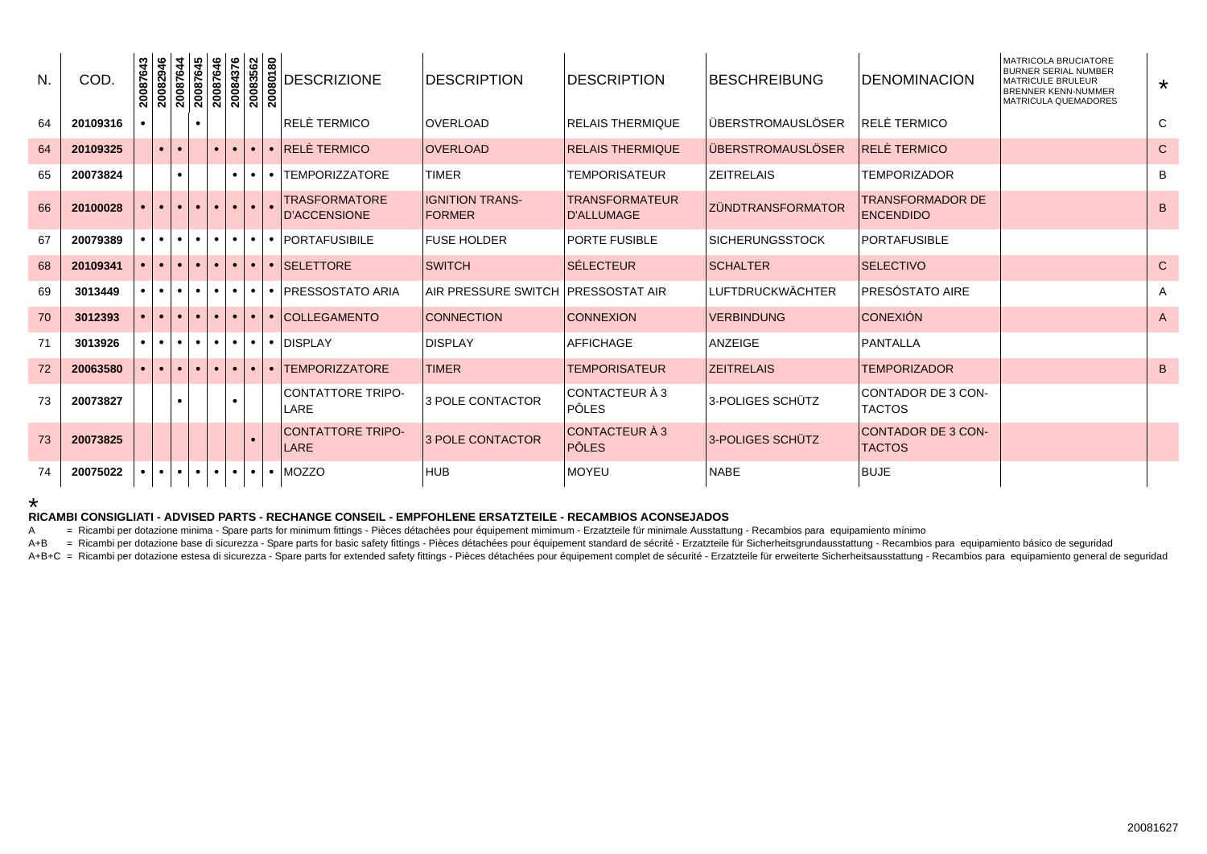| N. | COD. | 20087643 | 20082946 | 20087644 | 20087645 | 20087646 | 20084376 | 20083562 | 20080180 | DESCRIZIONE | DESCRIPTION | DESCRIPTION | BESCHREIBUNG | DENOMINACION | MATRICOLA BRUCIATORE BURNER SERIAL NUMBER MATRICULE BRULEUR BRENNER KENN-NUMMER MATRICULA QUEMADORES | * |
|---|---|---|---|---|---|---|---|---|---|---|---|---|---|---|---|---|
| 64 | **20109316** | • | | | • | | | | | RELÈ TERMICO | OVERLOAD | RELAIS THERMIQUE | ÜBERSTROMAUSLÖSER | RELÈ TERMICO | | C |
| 64 | **20109325** | | • | • | | • | • | • | • | RELÈ TERMICO | OVERLOAD | RELAIS THERMIQUE | ÜBERSTROMAUSLÖSER | RELÈ TERMICO | | C |
| 65 | **20073824** | | | • | | | • | • | • | TEMPORIZZATORE | TIMER | TEMPORISATEUR | ZEITRELAIS | TEMPORIZADOR | | B |
| 66 | **20100028** | • | • | • | • | • | • | • | • | TRASFORMATORE D'ACCENSIONE | IGNITION TRANS-FORMER | TRANSFORMATEUR D'ALLUMAGE | ZÜNDTRANSFORMATOR | TRANSFORMADOR DE ENCENDIDO | | B |
| 67 | **20079389** | • | • | • | • | • | • | • | • | PORTAFUSIBILE | FUSE HOLDER | PORTE FUSIBLE | SICHERUNGSSTOCK | PORTAFUSIBLE | | |
| 68 | **20109341** | • | • | • | • | • | • | • | • | SELETTORE | SWITCH | SÉLECTEUR | SCHALTER | SELECTIVO | | C |
| 69 | **3013449** | • | • | • | • | • | • | • | • | PRESSOSTATO ARIA | AIR PRESSURE SWITCH | PRESSOSTAT AIR | LUFTDRUCKWÄCHTER | PRESÓSTATO AIRE | | A |
| 70 | **3012393** | • | • | • | • | • | • | • | • | COLLEGAMENTO | CONNECTION | CONNEXION | VERBINDUNG | CONEXIÓN | | A |
| 71 | **3013926** | • | • | • | • | • | • | • | • | DISPLAY | DISPLAY | AFFICHAGE | ANZEIGE | PANTALLA | | |
| 72 | **20063580** | • | • | • | • | • | • | • | • | TEMPORIZZATORE | TIMER | TEMPORISATEUR | ZEITRELAIS | TEMPORIZADOR | | B |
| 73 | **20073827** | | | • | | | • | | | CONTATTORE TRIPO-LARE | 3 POLE CONTACTOR | CONTACTEUR À 3 PÔLES | 3-POLIGES SCHÜTZ | CONTADOR DE 3 CON-TACTOS | | |
| 73 | **20073825** | | | | | | | • | | CONTATTORE TRIPO-LARE | 3 POLE CONTACTOR | CONTACTEUR À 3 PÔLES | 3-POLIGES SCHÜTZ | CONTADOR DE 3 CON-TACTOS | | |
| 74 | **20075022** | • | • | • | • | • | • | • | • | MOZZO | HUB | MOYEU | NABE | BUJE | | |

*

**RICAMBI CONSIGLIATI - ADVISED PARTS - RECHANGE CONSEIL - EMPFOHLENE ERSATZTEILE - RECAMBIOS ACONSEJADOS**

A = Ricambi per dotazione minima - Spare parts for minimum fittings - Pièces détachées pour équipement mimimum - Erzatzteile für minimale Ausstattung - Recambios para equipamiento mínimo

A+B = Ricambi per dotazione base di sicurezza - Spare parts for basic safety fittings - Pièces détachées pour équipement standard de sécrité - Erzatzteile für Sicherheitsgrundausstattung - Recambios para equipamiento básico de seguridad

A+B+C = Ricambi per dotazione estesa di sicurezza - Spare parts for extended safety fittings - Pièces détachées pour équipement complet de sécurité - Erzatzteile für erweiterte Sicherheitsausstattung - Recambios para equipamiento general de seguridad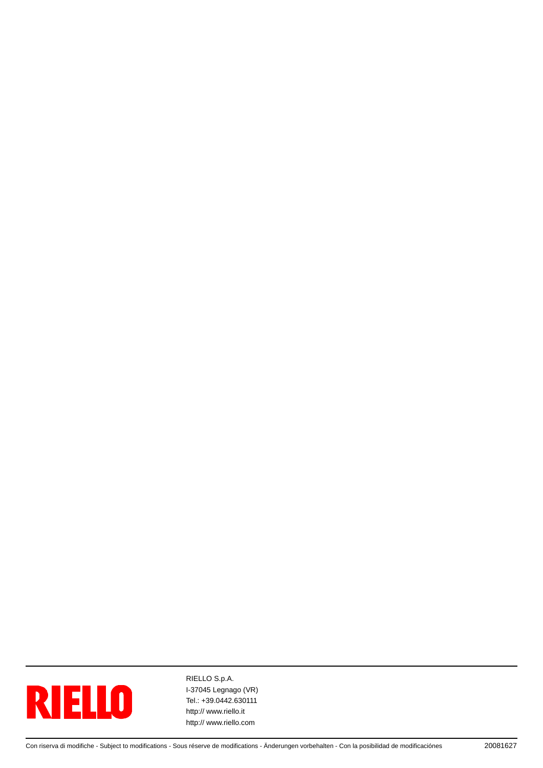RIELLO

RIELLO S.p.A.
I-37045 Legnago (VR)
Tel.: +39.0442.630111
http:// www.riello.it
http:// www.riello.com

Con riserva di modifiche - Subject to modifications - Sous réserve de modifications - Änderungen vorbehalten - Con la posibilidad de modificaciónes

20081627